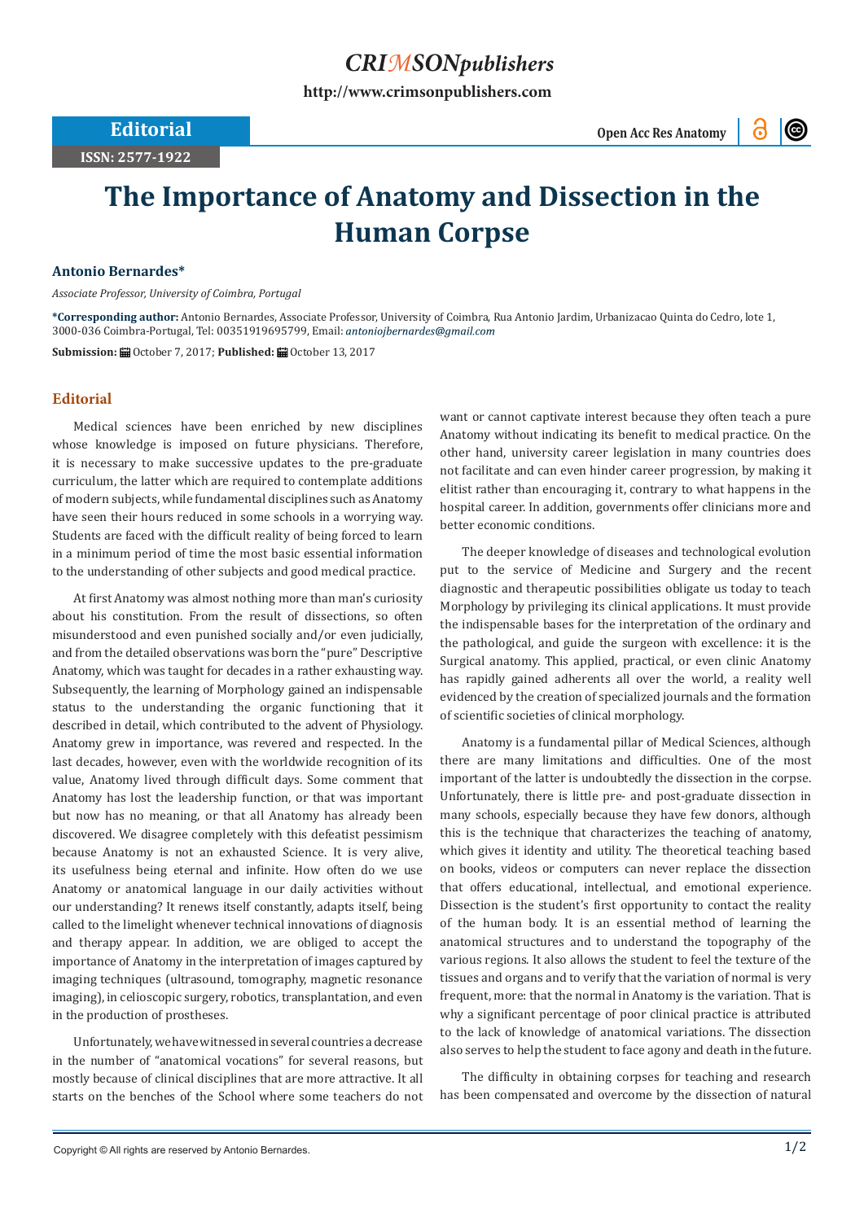# The Importance of Anatomy and Dissection in the Human Corpse

**Antonio Bernardes***

*Associate Professor, University of Coimbra, Portugal*

**\*Corresponding author:** Antonio Bernardes, Associate Professor, University of Coimbra, Rua Antonio Jardim, Urbanizacao Quinta do Cedro, lote 1, 3000-036 Coimbra-Portugal, Tel: 00351919695799, Email: *antoniojbernardes@gmail.com*

**Submission:** October 7, 2017; **Published:** October 13, 2017

## Editorial

Medical sciences have been enriched by new disciplines whose knowledge is imposed on future physicians. Therefore, it is necessary to make successive updates to the pre-graduate curriculum, the latter which are required to contemplate additions of modern subjects, while fundamental disciplines such as Anatomy have seen their hours reduced in some schools in a worrying way. Students are faced with the difficult reality of being forced to learn in a minimum period of time the most basic essential information to the understanding of other subjects and good medical practice.

At first Anatomy was almost nothing more than man's curiosity about his constitution. From the result of dissections, so often misunderstood and even punished socially and/or even judicially, and from the detailed observations was born the "pure" Descriptive Anatomy, which was taught for decades in a rather exhausting way. Subsequently, the learning of Morphology gained an indispensable status to the understanding the organic functioning that it described in detail, which contributed to the advent of Physiology. Anatomy grew in importance, was revered and respected. In the last decades, however, even with the worldwide recognition of its value, Anatomy lived through difficult days. Some comment that Anatomy has lost the leadership function, or that was important but now has no meaning, or that all Anatomy has already been discovered. We disagree completely with this defeatist pessimism because Anatomy is not an exhausted Science. It is very alive, its usefulness being eternal and infinite. How often do we use Anatomy or anatomical language in our daily activities without our understanding? It renews itself constantly, adapts itself, being called to the limelight whenever technical innovations of diagnosis and therapy appear. In addition, we are obliged to accept the importance of Anatomy in the interpretation of images captured by imaging techniques (ultrasound, tomography, magnetic resonance imaging), in celioscopic surgery, robotics, transplantation, and even in the production of prostheses.

Unfortunately, we have witnessed in several countries a decrease in the number of "anatomical vocations" for several reasons, but mostly because of clinical disciplines that are more attractive. It all starts on the benches of the School where some teachers do not want or cannot captivate interest because they often teach a pure Anatomy without indicating its benefit to medical practice. On the other hand, university career legislation in many countries does not facilitate and can even hinder career progression, by making it elitist rather than encouraging it, contrary to what happens in the hospital career. In addition, governments offer clinicians more and better economic conditions.

The deeper knowledge of diseases and technological evolution put to the service of Medicine and Surgery and the recent diagnostic and therapeutic possibilities obligate us today to teach Morphology by privileging its clinical applications. It must provide the indispensable bases for the interpretation of the ordinary and the pathological, and guide the surgeon with excellence: it is the Surgical anatomy. This applied, practical, or even clinic Anatomy has rapidly gained adherents all over the world, a reality well evidenced by the creation of specialized journals and the formation of scientific societies of clinical morphology.

Anatomy is a fundamental pillar of Medical Sciences, although there are many limitations and difficulties. One of the most important of the latter is undoubtedly the dissection in the corpse. Unfortunately, there is little pre- and post-graduate dissection in many schools, especially because they have few donors, although this is the technique that characterizes the teaching of anatomy, which gives it identity and utility. The theoretical teaching based on books, videos or computers can never replace the dissection that offers educational, intellectual, and emotional experience. Dissection is the student's first opportunity to contact the reality of the human body. It is an essential method of learning the anatomical structures and to understand the topography of the various regions. It also allows the student to feel the texture of the tissues and organs and to verify that the variation of normal is very frequent, more: that the normal in Anatomy is the variation. That is why a significant percentage of poor clinical practice is attributed to the lack of knowledge of anatomical variations. The dissection also serves to help the student to face agony and death in the future.

The difficulty in obtaining corpses for teaching and research has been compensated and overcome by the dissection of natural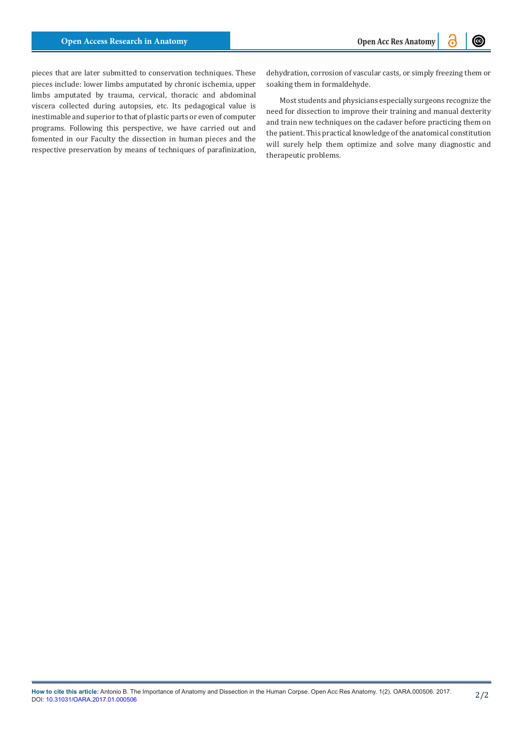pieces that are later submitted to conservation techniques. These pieces include: lower limbs amputated by chronic ischemia, upper limbs amputated by trauma, cervical, thoracic and abdominal viscera collected during autopsies, etc. Its pedagogical value is inestimable and superior to that of plastic parts or even of computer programs. Following this perspective, we have carried out and fomented in our Faculty the dissection in human pieces and the respective preservation by means of techniques of parafinization, dehydration, corrosion of vascular casts, or simply freezing them or soaking them in formaldehyde.

Most students and physicians especially surgeons recognize the need for dissection to improve their training and manual dexterity and train new techniques on the cadaver before practicing them on the patient. This practical knowledge of the anatomical constitution will surely help them optimize and solve many diagnostic and therapeutic problems.

**How to cite this article:** Antonio B. The Importance of Anatomy and Dissection in the Human Corpse. Open Acc Res Anatomy. 1(2). OARA.000506. 2017. DOI: 10.31031/OARA.2017.01.000506